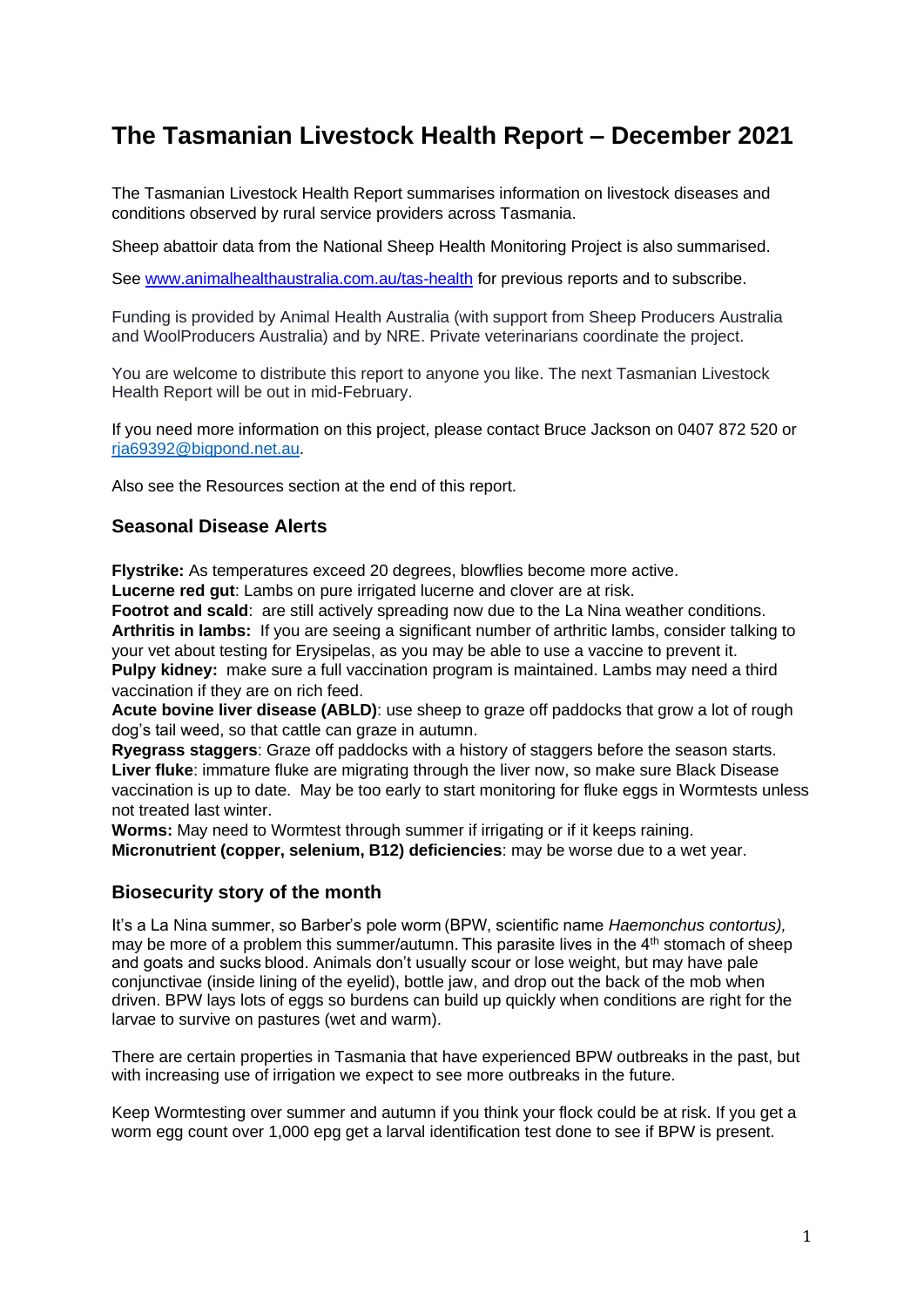# The Tasmanian Livestock Health Report – December 2021

The Tasmanian Livestock Health Report summarises information on livestock diseases and conditions observed by rural service providers across Tasmania.

Sheep abattoir data from the National Sheep Health Monitoring Project is also summarised.

See [www.animalhealthaustralia.com.au/tas-health](http://www.animalhealthaustralia.com.au/tas-health) for previous reports and to subscribe.

Funding is provided by Animal Health Australia (with support from Sheep Producers Australia and WoolProducers Australia) and by NRE. Private veterinarians coordinate the project.

You are welcome to distribute this report to anyone you like. The next Tasmanian Livestock Health Report will be out in mid-February.

If you need more information on this project, please contact Bruce Jackson on 0407 872 520 or [rja69392@bigpond.net.au](mailto:rja69392@bigpond.net.au).

Also see the Resources section at the end of this report.

## Seasonal Disease Alerts

**Flystrike:** As temperatures exceed 20 degrees, blowflies become more active.
**Lucerne red gut**: Lambs on pure irrigated lucerne and clover are at risk.
**Footrot and scald**: are still actively spreading now due to the La Nina weather conditions.
**Arthritis in lambs:** If you are seeing a significant number of arthritic lambs, consider talking to your vet about testing for Erysipelas, as you may be able to use a vaccine to prevent it.
**Pulpy kidney:** make sure a full vaccination program is maintained. Lambs may need a third vaccination if they are on rich feed.
**Acute bovine liver disease (ABLD)**: use sheep to graze off paddocks that grow a lot of rough dog's tail weed, so that cattle can graze in autumn.
**Ryegrass staggers**: Graze off paddocks with a history of staggers before the season starts.
**Liver fluke**: immature fluke are migrating through the liver now, so make sure Black Disease vaccination is up to date. May be too early to start monitoring for fluke eggs in Wormtests unless not treated last winter.
**Worms:** May need to Wormtest through summer if irrigating or if it keeps raining.
**Micronutrient (copper, selenium, B12) deficiencies**: may be worse due to a wet year.

## Biosecurity story of the month

It's a La Nina summer, so Barber's pole worm (BPW, scientific name *Haemonchus contortus),* may be more of a problem this summer/autumn. This parasite lives in the 4th stomach of sheep and goats and sucks blood. Animals don't usually scour or lose weight, but may have pale conjunctivae (inside lining of the eyelid), bottle jaw, and drop out the back of the mob when driven. BPW lays lots of eggs so burdens can build up quickly when conditions are right for the larvae to survive on pastures (wet and warm).

There are certain properties in Tasmania that have experienced BPW outbreaks in the past, but with increasing use of irrigation we expect to see more outbreaks in the future.

Keep Wormtesting over summer and autumn if you think your flock could be at risk. If you get a worm egg count over 1,000 epg get a larval identification test done to see if BPW is present.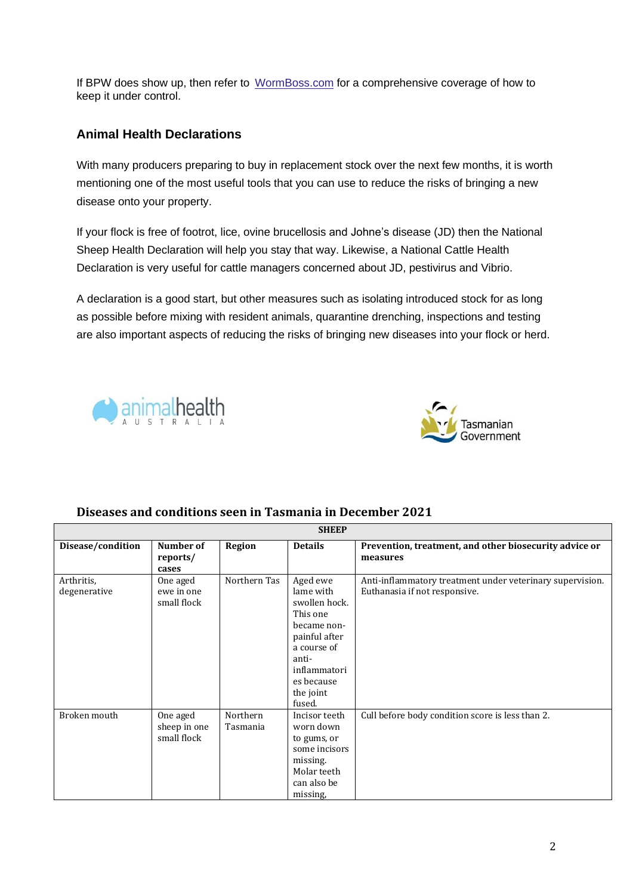If BPW does show up, then refer to [WormBoss.com](WormBoss.com) for a comprehensive coverage of how to keep it under control.

### Animal Health Declarations

With many producers preparing to buy in replacement stock over the next few months, it is worth mentioning one of the most useful tools that you can use to reduce the risks of bringing a new disease onto your property.

If your flock is free of footrot, lice, ovine brucellosis and Johne's disease (JD) then the National Sheep Health Declaration will help you stay that way. Likewise, a National Cattle Health Declaration is very useful for cattle managers concerned about JD, pestivirus and Vibrio.

A declaration is a good start, but other measures such as isolating introduced stock for as long as possible before mixing with resident animals, quarantine drenching, inspections and testing are also important aspects of reducing the risks of bringing new diseases into your flock or herd.

### Diseases and conditions seen in Tasmania in December 2021

| SHEEP | | | | |
|---|---|---|---|---|
| **Disease/condition** | **Number of reports/ cases** | **Region** | **Details** | **Prevention, treatment, and other biosecurity advice or measures** |
| Arthritis, degenerative | One aged ewe in one small flock | Northern Tas | Aged ewe lame with swollen hock. This one became non-painful after a course of anti-inflammatories because the joint fused. | Anti-inflammatory treatment under veterinary supervision. Euthanasia if not responsive. |
| Broken mouth | One aged sheep in one small flock | Northern Tasmania | Incisor teeth worn down to gums, or some incisors missing. Molar teeth can also be missing, | Cull before body condition score is less than 2. |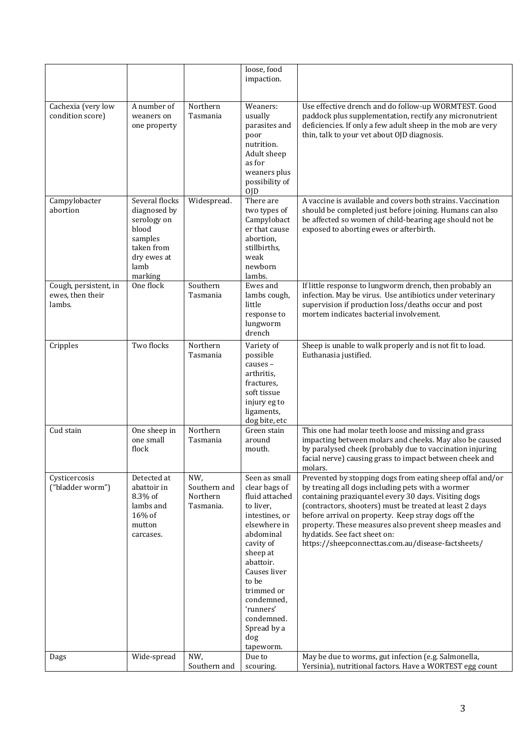| | | | | |
|---|---|---|---|---|
| | | | loose, food impaction. | |
| Cachexia (very low condition score) | A number of weaners on one property | Northern Tasmania | Weaners: usually parasites and poor nutrition. Adult sheep as for weaners plus possibility of OJD | Use effective drench and do follow-up WORMTEST. Good paddock plus supplementation, rectify any micronutrient deficiencies. If only a few adult sheep in the mob are very thin, talk to your vet about OJD diagnosis. |
| Campylobacter abortion | Several flocks diagnosed by serology on blood samples taken from dry ewes at lamb marking | Widespread. | There are two types of Campylobacter that cause abortion, stillbirths, weak newborn lambs. | A vaccine is available and covers both strains. Vaccination should be completed just before joining. Humans can also be affected so women of child-bearing age should not be exposed to aborting ewes or afterbirth. |
| Cough, persistent, in ewes, then their lambs. | One flock | Southern Tasmania | Ewes and lambs cough, little response to lungworm drench | If little response to lungworm drench, then probably an infection. May be virus. Use antibiotics under veterinary supervision if production loss/deaths occur and post mortem indicates bacterial involvement. |
| Cripples | Two flocks | Northern Tasmania | Variety of possible causes – arthritis, fractures, soft tissue injury eg to ligaments, dog bite, etc | Sheep is unable to walk properly and is not fit to load. Euthanasia justified. |
| Cud stain | One sheep in one small flock | Northern Tasmania | Green stain around mouth. | This one had molar teeth loose and missing and grass impacting between molars and cheeks. May also be caused by paralysed cheek (probably due to vaccination injuring facial nerve) causing grass to impact between cheek and molars. |
| Cysticercosis ("bladder worm") | Detected at abattoir in 8.3% of lambs and 16% of mutton carcases. | NW, Southern and Northern Tasmania. | Seen as small clear bags of fluid attached to liver, intestines, or elsewhere in abdominal cavity of sheep at abattoir. Causes liver to be trimmed or condemned, 'runners' condemned. Spread by a dog tapeworm. | Prevented by stopping dogs from eating sheep offal and/or by treating all dogs including pets with a wormer containing praziquantel every 30 days. Visiting dogs (contractors, shooters) must be treated at least 2 days before arrival on property. Keep stray dogs off the property. These measures also prevent sheep measles and hydatids. See fact sheet on: https://sheepconnecttas.com.au/disease-factsheets/ |
| Dags | Wide-spread | NW, Southern and | Due to scouring. | May be due to worms, gut infection (e.g. Salmonella, Yersinia), nutritional factors. Have a WORTEST egg count |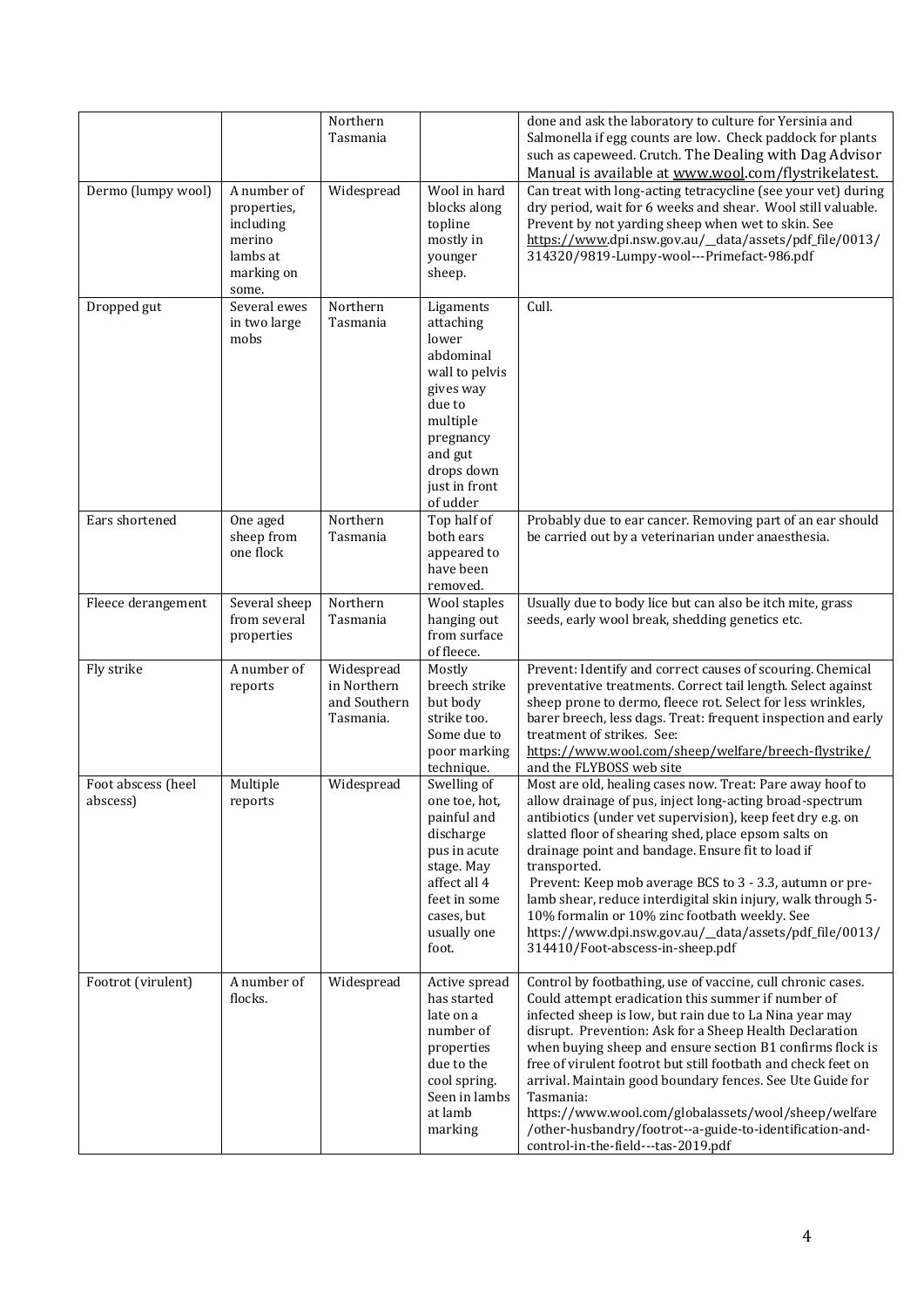| | | | | |
|---|---|---|---|---|
| | | Northern Tasmania | | done and ask the laboratory to culture for Yersinia and Salmonella if egg counts are low. Check paddock for plants such as capeweed. Crutch. The Dealing with Dag Advisor Manual is available at www.wool.com/flystrikelatest. |
| Dermo (lumpy wool) | A number of properties, including merino lambs at marking on some. | Widespread | Wool in hard blocks along topline mostly in younger sheep. | Can treat with long-acting tetracycline (see your vet) during dry period, wait for 6 weeks and shear. Wool still valuable. Prevent by not yarding sheep when wet to skin. See https://www.dpi.nsw.gov.au/__data/assets/pdf_file/0013/314320/9819-Lumpy-wool---Primefact-986.pdf |
| Dropped gut | Several ewes in two large mobs | Northern Tasmania | Ligaments attaching lower abdominal wall to pelvis gives way due to multiple pregnancy and gut drops down just in front of udder | Cull. |
| Ears shortened | One aged sheep from one flock | Northern Tasmania | Top half of both ears appeared to have been removed. | Probably due to ear cancer. Removing part of an ear should be carried out by a veterinarian under anaesthesia. |
| Fleece derangement | Several sheep from several properties | Northern Tasmania | Wool staples hanging out from surface of fleece. | Usually due to body lice but can also be itch mite, grass seeds, early wool break, shedding genetics etc. |
| Fly strike | A number of reports | Widespread in Northern and Southern Tasmania. | Mostly breech strike but body strike too. Some due to poor marking technique. | Prevent: Identify and correct causes of scouring. Chemical preventative treatments. Correct tail length. Select against sheep prone to dermo, fleece rot. Select for less wrinkles, barer breech, less dags. Treat: frequent inspection and early treatment of strikes. See: https://www.wool.com/sheep/welfare/breech-flystrike/ and the FLYBOSS web site |
| Foot abscess (heel abscess) | Multiple reports | Widespread | Swelling of one toe, hot, painful and discharge pus in acute stage. May affect all 4 feet in some cases, but usually one foot. | Most are old, healing cases now. Treat: Pare away hoof to allow drainage of pus, inject long-acting broad-spectrum antibiotics (under vet supervision), keep feet dry e.g. on slatted floor of shearing shed, place epsom salts on drainage point and bandage. Ensure fit to load if transported.<br>Prevent: Keep mob average BCS to 3 - 3.3, autumn or pre-lamb shear, reduce interdigital skin injury, walk through 5-10% formalin or 10% zinc footbath weekly. See https://www.dpi.nsw.gov.au/__data/assets/pdf_file/0013/314410/Foot-abscess-in-sheep.pdf |
| Footrot (virulent) | A number of flocks. | Widespread | Active spread has started late on a number of properties due to the cool spring. Seen in lambs at lamb marking | Control by footbathing, use of vaccine, cull chronic cases. Could attempt eradication this summer if number of infected sheep is low, but rain due to La Nina year may disrupt. Prevention: Ask for a Sheep Health Declaration when buying sheep and ensure section B1 confirms flock is free of virulent footrot but still footbath and check feet on arrival. Maintain good boundary fences. See Ute Guide for Tasmania: https://www.wool.com/globalassets/wool/sheep/welfare/other-husbandry/footrot--a-guide-to-identification-and-control-in-the-field---tas-2019.pdf |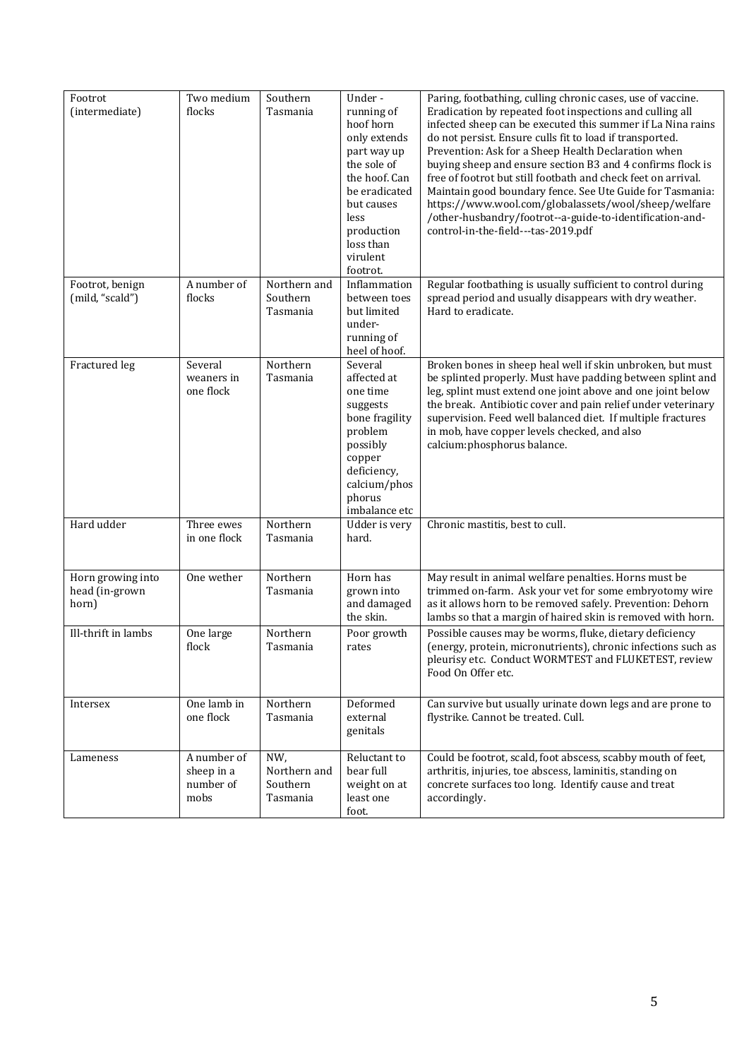| Footrot (intermediate) | Two medium flocks | Southern Tasmania | Under - running of hoof horn only extends part way up the sole of the hoof. Can be eradicated but causes less production loss than virulent footrot. | Paring, footbathing, culling chronic cases, use of vaccine. Eradication by repeated foot inspections and culling all infected sheep can be executed this summer if La Nina rains do not persist. Ensure culls fit to load if transported. Prevention: Ask for a Sheep Health Declaration when buying sheep and ensure section B3 and 4 confirms flock is free of footrot but still footbath and check feet on arrival. Maintain good boundary fence. See Ute Guide for Tasmania: https://www.wool.com/globalassets/wool/sheep/welfare/other-husbandry/footrot--a-guide-to-identification-and-control-in-the-field---tas-2019.pdf |
|---|---|---|---|---|
| Footrot, benign (mild, "scald") | A number of flocks | Northern and Southern Tasmania | Inflammation between toes but limited under-running of heel of hoof. | Regular footbathing is usually sufficient to control during spread period and usually disappears with dry weather. Hard to eradicate. |
| Fractured leg | Several weaners in one flock | Northern Tasmania | Several affected at one time suggests bone fragility problem possibly copper deficiency, calcium/phosphorus imbalance etc | Broken bones in sheep heal well if skin unbroken, but must be splinted properly. Must have padding between splint and leg, splint must extend one joint above and one joint below the break. Antibiotic cover and pain relief under veterinary supervision. Feed well balanced diet. If multiple fractures in mob, have copper levels checked, and also calcium:phosphorus balance. |
| Hard udder | Three ewes in one flock | Northern Tasmania | Udder is very hard. | Chronic mastitis, best to cull. |
| Horn growing into head (in-grown horn) | One wether | Northern Tasmania | Horn has grown into and damaged the skin. | May result in animal welfare penalties. Horns must be trimmed on-farm. Ask your vet for some embryotomy wire as it allows horn to be removed safely. Prevention: Dehorn lambs so that a margin of haired skin is removed with horn. |
| Ill-thrift in lambs | One large flock | Northern Tasmania | Poor growth rates | Possible causes may be worms, fluke, dietary deficiency (energy, protein, micronutrients), chronic infections such as pleurisy etc. Conduct WORMTEST and FLUKETEST, review Food On Offer etc. |
| Intersex | One lamb in one flock | Northern Tasmania | Deformed external genitals | Can survive but usually urinate down legs and are prone to flystrike. Cannot be treated. Cull. |
| Lameness | A number of sheep in a number of mobs | NW, Northern and Southern Tasmania | Reluctant to bear full weight on at least one foot. | Could be footrot, scald, foot abscess, scabby mouth of feet, arthritis, injuries, toe abscess, laminitis, standing on concrete surfaces too long. Identify cause and treat accordingly. |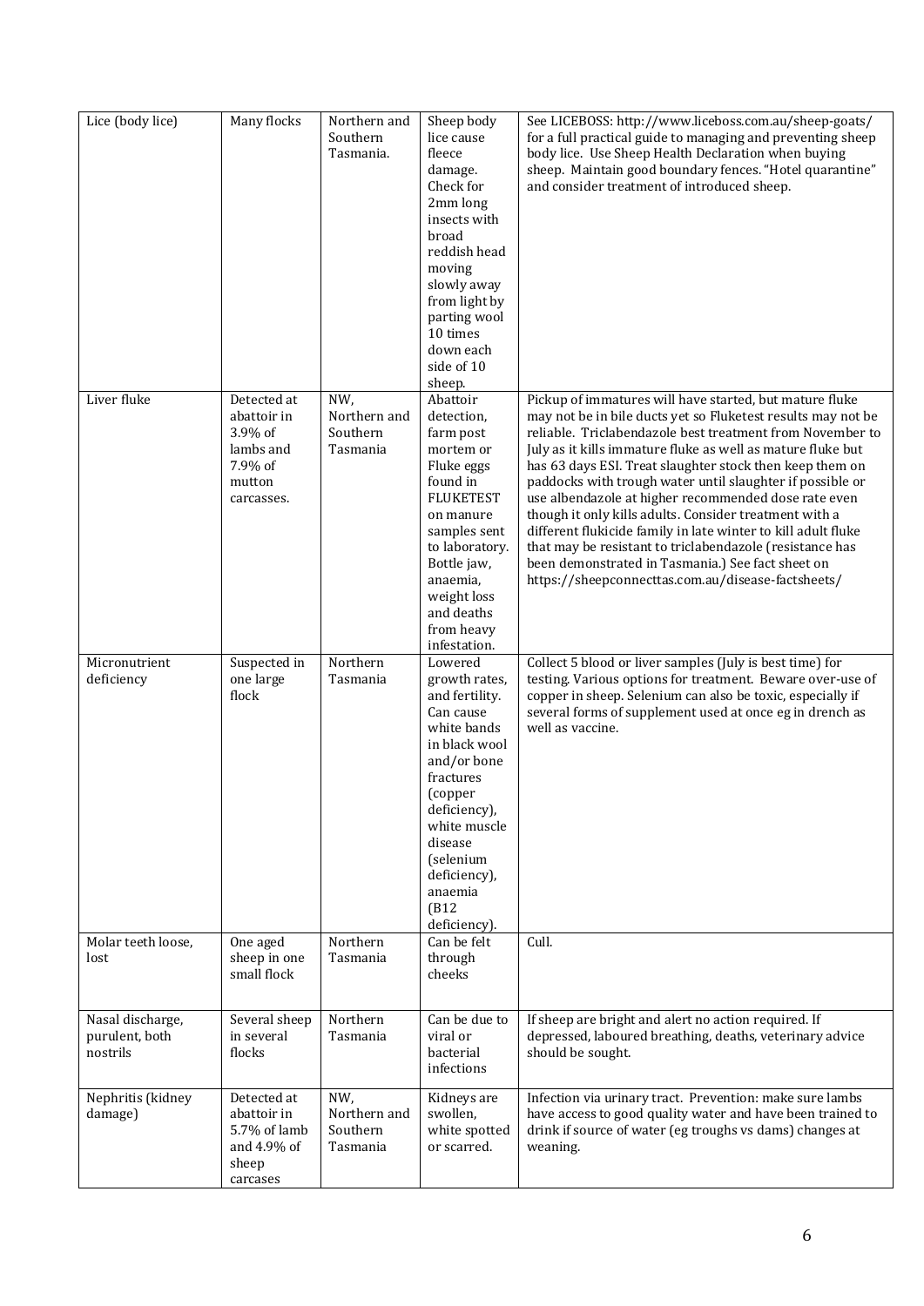| Lice (body lice) | Many flocks | Northern and Southern Tasmania. | Sheep body lice cause fleece damage. Check for 2mm long insects with broad reddish head moving slowly away from light by parting wool 10 times down each side of 10 sheep. | See LICEBOSS: http://www.liceboss.com.au/sheep-goats/ for a full practical guide to managing and preventing sheep body lice. Use Sheep Health Declaration when buying sheep. Maintain good boundary fences. "Hotel quarantine" and consider treatment of introduced sheep. |
|---|---|---|---|---|
| Liver fluke | Detected at abattoir in 3.9% of lambs and 7.9% of mutton carcasses. | NW, Northern and Southern Tasmania | Abattoir detection, farm post mortem or Fluke eggs found in FLUKETEST on manure samples sent to laboratory. Bottle jaw, anaemia, weight loss and deaths from heavy infestation. | Pickup of immatures will have started, but mature fluke may not be in bile ducts yet so Fluketest results may not be reliable. Triclabendazole best treatment from November to July as it kills immature fluke as well as mature fluke but has 63 days ESI. Treat slaughter stock then keep them on paddocks with trough water until slaughter if possible or use albendazole at higher recommended dose rate even though it only kills adults. Consider treatment with a different flukicide family in late winter to kill adult fluke that may be resistant to triclabendazole (resistance has been demonstrated in Tasmania.) See fact sheet on https://sheepconnecttas.com.au/disease-factsheets/ |
| Micronutrient deficiency | Suspected in one large flock | Northern Tasmania | Lowered growth rates, and fertility. Can cause white bands in black wool and/or bone fractures (copper deficiency), white muscle disease (selenium deficiency), anaemia (B12 deficiency). | Collect 5 blood or liver samples (July is best time) for testing. Various options for treatment. Beware over-use of copper in sheep. Selenium can also be toxic, especially if several forms of supplement used at once eg in drench as well as vaccine. |
| Molar teeth loose, lost | One aged sheep in one small flock | Northern Tasmania | Can be felt through cheeks | Cull. |
| Nasal discharge, purulent, both nostrils | Several sheep in several flocks | Northern Tasmania | Can be due to viral or bacterial infections | If sheep are bright and alert no action required. If depressed, laboured breathing, deaths, veterinary advice should be sought. |
| Nephritis (kidney damage) | Detected at abattoir in 5.7% of lamb and 4.9% of sheep carcases | NW, Northern and Southern Tasmania | Kidneys are swollen, white spotted or scarred. | Infection via urinary tract. Prevention: make sure lambs have access to good quality water and have been trained to drink if source of water (eg troughs vs dams) changes at weaning. |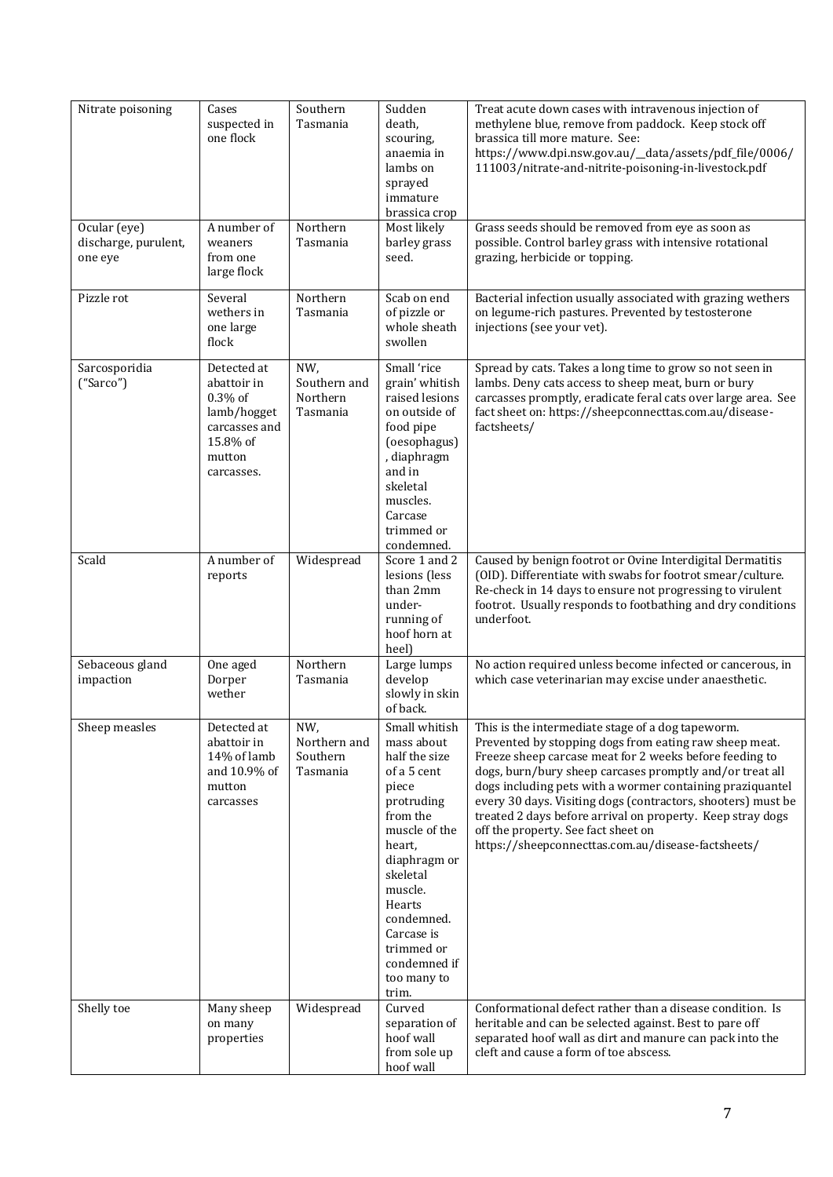| Nitrate poisoning | Cases suspected in one flock | Southern Tasmania | Sudden death, scouring, anaemia in lambs on sprayed immature brassica crop | Treat acute down cases with intravenous injection of methylene blue, remove from paddock. Keep stock off brassica till more mature. See: https://www.dpi.nsw.gov.au/__data/assets/pdf_file/0006/111003/nitrate-and-nitrite-poisoning-in-livestock.pdf |
|---|---|---|---|---|
| Ocular (eye) discharge, purulent, one eye | A number of weaners from one large flock | Northern Tasmania | Most likely barley grass seed. | Grass seeds should be removed from eye as soon as possible. Control barley grass with intensive rotational grazing, herbicide or topping. |
| Pizzle rot | Several wethers in one large flock | Northern Tasmania | Scab on end of pizzle or whole sheath swollen | Bacterial infection usually associated with grazing wethers on legume-rich pastures. Prevented by testosterone injections (see your vet). |
| Sarcosporidia ("Sarco") | Detected at abattoir in 0.3% of lamb/hogget carcasses and 15.8% of mutton carcasses. | NW, Southern and Northern Tasmania | Small 'rice grain' whitish raised lesions on outside of food pipe (oesophagus), diaphragm and in skeletal muscles. Carcase trimmed or condemned. | Spread by cats. Takes a long time to grow so not seen in lambs. Deny cats access to sheep meat, burn or bury carcasses promptly, eradicate feral cats over large area. See fact sheet on: https://sheepconnecttas.com.au/disease-factsheets/ |
| Scald | A number of reports | Widespread | Score 1 and 2 lesions (less than 2mm under-running of hoof horn at heel) | Caused by benign footrot or Ovine Interdigital Dermatitis (OID). Differentiate with swabs for footrot smear/culture. Re-check in 14 days to ensure not progressing to virulent footrot. Usually responds to footbathing and dry conditions underfoot. |
| Sebaceous gland impaction | One aged Dorper wether | Northern Tasmania | Large lumps develop slowly in skin of back. | No action required unless become infected or cancerous, in which case veterinarian may excise under anaesthetic. |
| Sheep measles | Detected at abattoir in 14% of lamb and 10.9% of mutton carcasses | NW, Northern and Southern Tasmania | Small whitish mass about half the size of a 5 cent piece protruding from the muscle of the heart, diaphragm or skeletal muscle. Hearts condemned. Carcase is trimmed or condemned if too many to trim. | This is the intermediate stage of a dog tapeworm. Prevented by stopping dogs from eating raw sheep meat. Freeze sheep carcase meat for 2 weeks before feeding to dogs, burn/bury sheep carcases promptly and/or treat all dogs including pets with a wormer containing praziquantel every 30 days. Visiting dogs (contractors, shooters) must be treated 2 days before arrival on property. Keep stray dogs off the property. See fact sheet on https://sheepconnecttas.com.au/disease-factsheets/ |
| Shelly toe | Many sheep on many properties | Widespread | Curved separation of hoof wall from sole up hoof wall | Conformational defect rather than a disease condition. Is heritable and can be selected against. Best to pare off separated hoof wall as dirt and manure can pack into the cleft and cause a form of toe abscess. |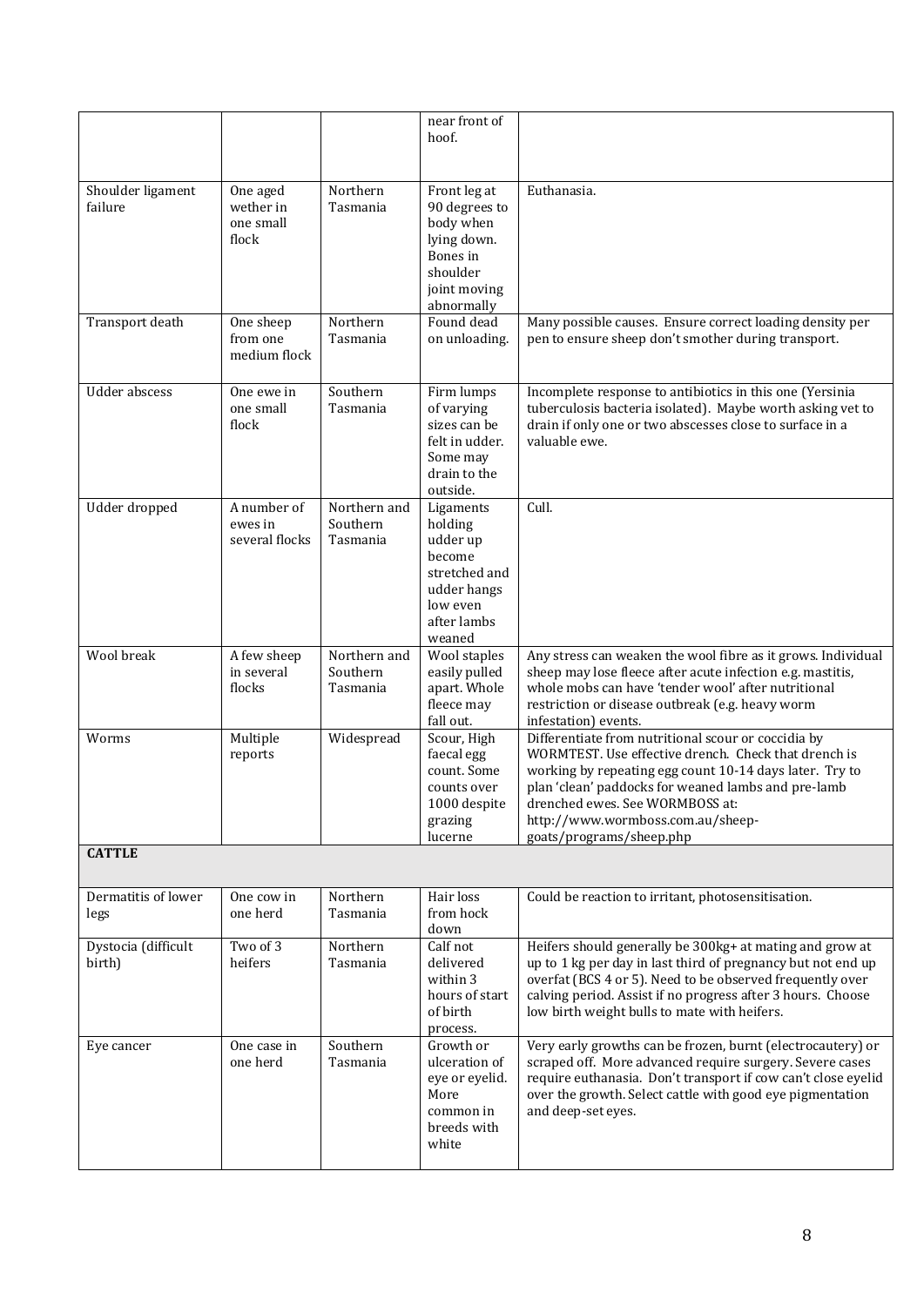| | | | | |
|---|---|---|---|---|
| | | | near front of hoof. | |
| Shoulder ligament failure | One aged wether in one small flock | Northern Tasmania | Front leg at 90 degrees to body when lying down. Bones in shoulder joint moving abnormally | Euthanasia. |
| Transport death | One sheep from one medium flock | Northern Tasmania | Found dead on unloading. | Many possible causes. Ensure correct loading density per pen to ensure sheep don't smother during transport. |
| Udder abscess | One ewe in one small flock | Southern Tasmania | Firm lumps of varying sizes can be felt in udder. Some may drain to the outside. | Incomplete response to antibiotics in this one (Yersinia tuberculosis bacteria isolated). Maybe worth asking vet to drain if only one or two abscesses close to surface in a valuable ewe. |
| Udder dropped | A number of ewes in several flocks | Northern and Southern Tasmania | Ligaments holding udder up become stretched and udder hangs low even after lambs weaned | Cull. |
| Wool break | A few sheep in several flocks | Northern and Southern Tasmania | Wool staples easily pulled apart. Whole fleece may fall out. | Any stress can weaken the wool fibre as it grows. Individual sheep may lose fleece after acute infection e.g. mastitis, whole mobs can have 'tender wool' after nutritional restriction or disease outbreak (e.g. heavy worm infestation) events. |
| Worms | Multiple reports | Widespread | Scour, High faecal egg count. Some counts over 1000 despite grazing lucerne | Differentiate from nutritional scour or coccidia by WORMTEST. Use effective drench. Check that drench is working by repeating egg count 10-14 days later. Try to plan 'clean' paddocks for weaned lambs and pre-lamb drenched ewes. See WORMBOSS at: http://www.wormboss.com.au/sheep-goats/programs/sheep.php |
| **CATTLE** | | | | |
| Dermatitis of lower legs | One cow in one herd | Northern Tasmania | Hair loss from hock down | Could be reaction to irritant, photosensitisation. |
| Dystocia (difficult birth) | Two of 3 heifers | Northern Tasmania | Calf not delivered within 3 hours of start of birth process. | Heifers should generally be 300kg+ at mating and grow at up to 1 kg per day in last third of pregnancy but not end up overfat (BCS 4 or 5). Need to be observed frequently over calving period. Assist if no progress after 3 hours. Choose low birth weight bulls to mate with heifers. |
| Eye cancer | One case in one herd | Southern Tasmania | Growth or ulceration of eye or eyelid. More common in breeds with white | Very early growths can be frozen, burnt (electrocautery) or scraped off. More advanced require surgery. Severe cases require euthanasia. Don't transport if cow can't close eyelid over the growth. Select cattle with good eye pigmentation and deep-set eyes. |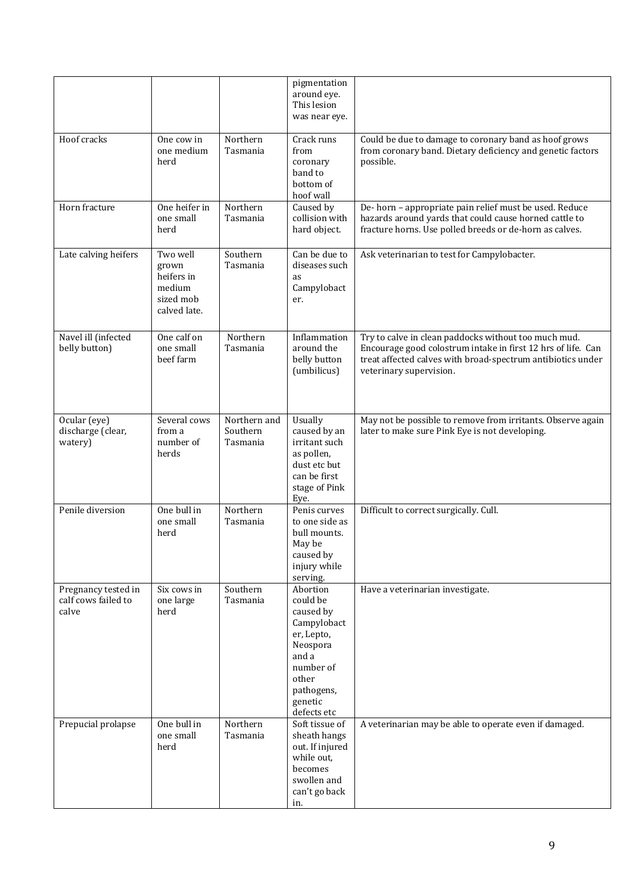| | | | pigmentation around eye. This lesion was near eye. | |
|---|---|---|---|---|
| Hoof cracks | One cow in one medium herd | Northern Tasmania | Crack runs from coronary band to bottom of hoof wall | Could be due to damage to coronary band as hoof grows from coronary band. Dietary deficiency and genetic factors possible. |
| Horn fracture | One heifer in one small herd | Northern Tasmania | Caused by collision with hard object. | De- horn – appropriate pain relief must be used. Reduce hazards around yards that could cause horned cattle to fracture horns. Use polled breeds or de-horn as calves. |
| Late calving heifers | Two well grown heifers in medium sized mob calved late. | Southern Tasmania | Can be due to diseases such as Campylobacter. | Ask veterinarian to test for Campylobacter. |
| Navel ill (infected belly button) | One calf on one small beef farm | Northern Tasmania | Inflammation around the belly button (umbilicus) | Try to calve in clean paddocks without too much mud. Encourage good colostrum intake in first 12 hrs of life. Can treat affected calves with broad-spectrum antibiotics under veterinary supervision. |
| Ocular (eye) discharge (clear, watery) | Several cows from a number of herds | Northern and Southern Tasmania | Usually caused by an irritant such as pollen, dust etc but can be first stage of Pink Eye. | May not be possible to remove from irritants. Observe again later to make sure Pink Eye is not developing. |
| Penile diversion | One bull in one small herd | Northern Tasmania | Penis curves to one side as bull mounts. May be caused by injury while serving. | Difficult to correct surgically. Cull. |
| Pregnancy tested in calf cows failed to calve | Six cows in one large herd | Southern Tasmania | Abortion could be caused by Campylobacter, Lepto, Neospora and a number of other pathogens, genetic defects etc | Have a veterinarian investigate. |
| Prepucial prolapse | One bull in one small herd | Northern Tasmania | Soft tissue of sheath hangs out. If injured while out, becomes swollen and can't go back in. | A veterinarian may be able to operate even if damaged. |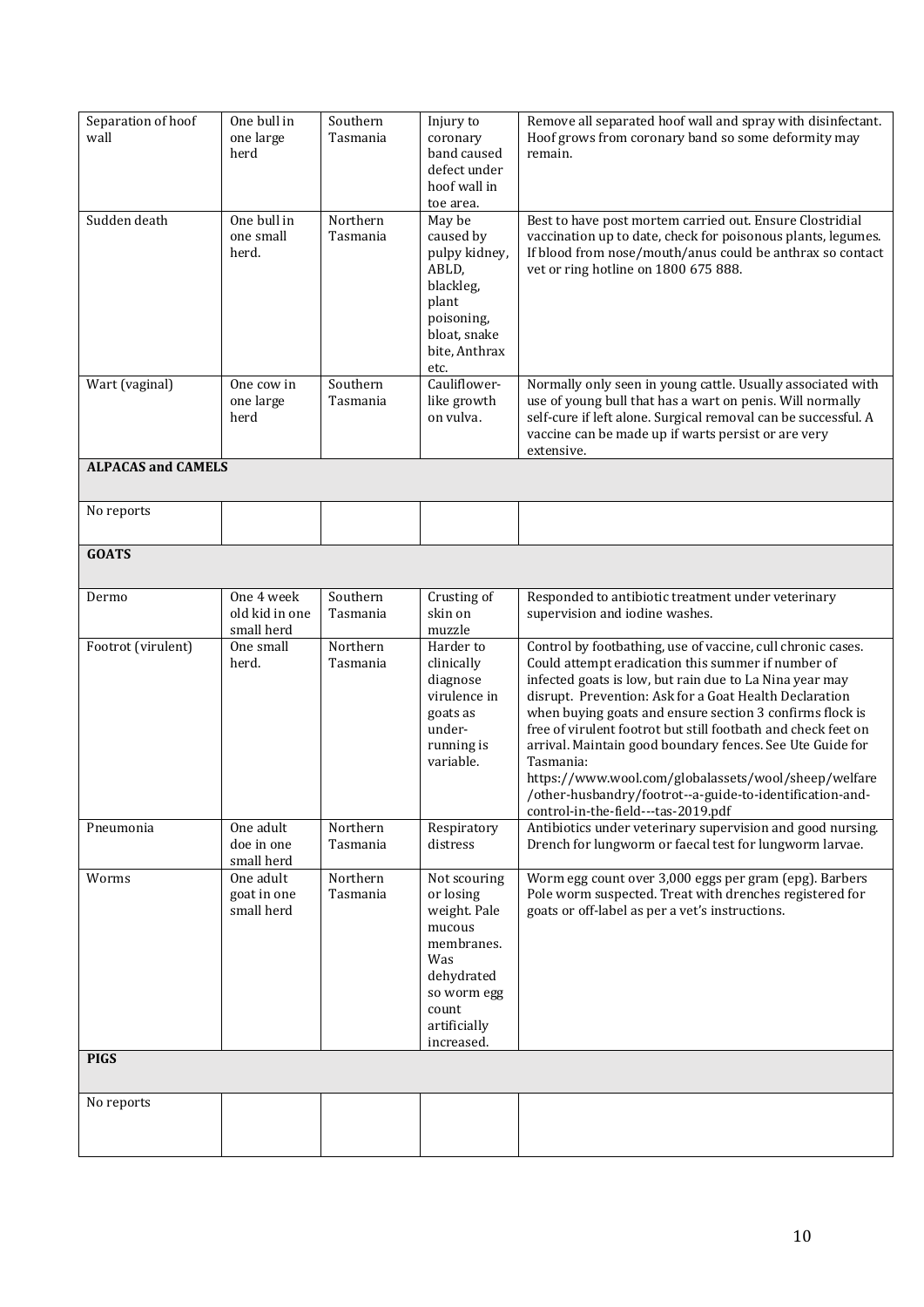| | | | | |
|---|---|---|---|---|
| Separation of hoof wall | One bull in one large herd | Southern Tasmania | Injury to coronary band caused defect under hoof wall in toe area. | Remove all separated hoof wall and spray with disinfectant. Hoof grows from coronary band so some deformity may remain. |
| Sudden death | One bull in one small herd. | Northern Tasmania | May be caused by pulpy kidney, ABLD, blackleg, plant poisoning, bloat, snake bite, Anthrax etc. | Best to have post mortem carried out. Ensure Clostridial vaccination up to date, check for poisonous plants, legumes. If blood from nose/mouth/anus could be anthrax so contact vet or ring hotline on 1800 675 888. |
| Wart (vaginal) | One cow in one large herd | Southern Tasmania | Cauliflower-like growth on vulva. | Normally only seen in young cattle. Usually associated with use of young bull that has a wart on penis. Will normally self-cure if left alone. Surgical removal can be successful. A vaccine can be made up if warts persist or are very extensive. |
| **ALPACAS and CAMELS** | | | | |
| No reports | | | | |
| **GOATS** | | | | |
| Dermo | One 4 week old kid in one small herd | Southern Tasmania | Crusting of skin on muzzle | Responded to antibiotic treatment under veterinary supervision and iodine washes. |
| Footrot (virulent) | One small herd. | Northern Tasmania | Harder to clinically diagnose virulence in goats as under-running is variable. | Control by footbathing, use of vaccine, cull chronic cases. Could attempt eradication this summer if number of infected goats is low, but rain due to La Nina year may disrupt. Prevention: Ask for a Goat Health Declaration when buying goats and ensure section 3 confirms flock is free of virulent footrot but still footbath and check feet on arrival. Maintain good boundary fences. See Ute Guide for Tasmania: https://www.wool.com/globalassets/wool/sheep/welfare/other-husbandry/footrot--a-guide-to-identification-and-control-in-the-field---tas-2019.pdf |
| Pneumonia | One adult doe in one small herd | Northern Tasmania | Respiratory distress | Antibiotics under veterinary supervision and good nursing. Drench for lungworm or faecal test for lungworm larvae. |
| Worms | One adult goat in one small herd | Northern Tasmania | Not scouring or losing weight. Pale mucous membranes. Was dehydrated so worm egg count artificially increased. | Worm egg count over 3,000 eggs per gram (epg). Barbers Pole worm suspected. Treat with drenches registered for goats or off-label as per a vet's instructions. |
| **PIGS** | | | | |
| No reports | | | | |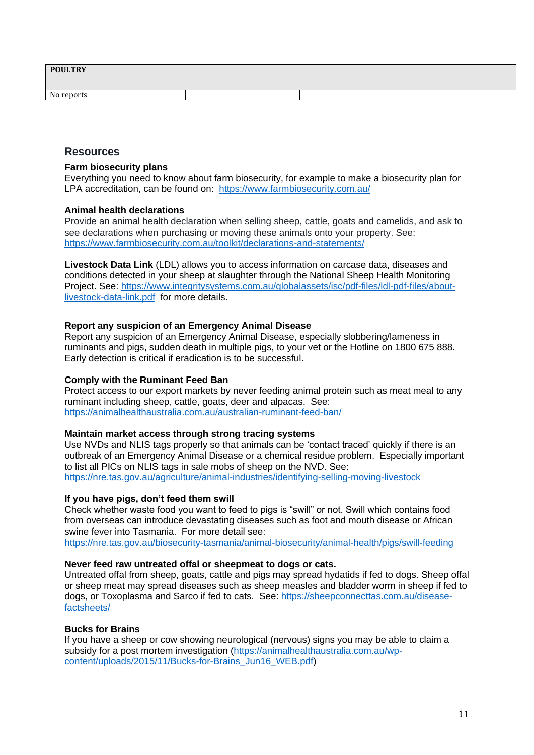| POULTRY | | | | |
|---|---|---|---|---|
| No reports | | | | |

## Resources

**Farm biosecurity plans**

Everything you need to know about farm biosecurity, for example to make a biosecurity plan for LPA accreditation, can be found on: https://www.farmbiosecurity.com.au/

**Animal health declarations**

Provide an animal health declaration when selling sheep, cattle, goats and camelids, and ask to see declarations when purchasing or moving these animals onto your property. See: https://www.farmbiosecurity.com.au/toolkit/declarations-and-statements/

**Livestock Data Link** (LDL) allows you to access information on carcase data, diseases and conditions detected in your sheep at slaughter through the National Sheep Health Monitoring Project. See: https://www.integritysystems.com.au/globalassets/isc/pdf-files/ldl-pdf-files/about-livestock-data-link.pdf for more details.

**Report any suspicion of an Emergency Animal Disease**

Report any suspicion of an Emergency Animal Disease, especially slobbering/lameness in ruminants and pigs, sudden death in multiple pigs, to your vet or the Hotline on 1800 675 888. Early detection is critical if eradication is to be successful.

**Comply with the Ruminant Feed Ban**

Protect access to our export markets by never feeding animal protein such as meat meal to any ruminant including sheep, cattle, goats, deer and alpacas. See: https://animalhealthaustralia.com.au/australian-ruminant-feed-ban/

**Maintain market access through strong tracing systems**

Use NVDs and NLIS tags properly so that animals can be 'contact traced' quickly if there is an outbreak of an Emergency Animal Disease or a chemical residue problem. Especially important to list all PICs on NLIS tags in sale mobs of sheep on the NVD. See: https://nre.tas.gov.au/agriculture/animal-industries/identifying-selling-moving-livestock

**If you have pigs, don't feed them swill**

Check whether waste food you want to feed to pigs is "swill" or not. Swill which contains food from overseas can introduce devastating diseases such as foot and mouth disease or African swine fever into Tasmania. For more detail see: https://nre.tas.gov.au/biosecurity-tasmania/animal-biosecurity/animal-health/pigs/swill-feeding

**Never feed raw untreated offal or sheepmeat to dogs or cats.**

Untreated offal from sheep, goats, cattle and pigs may spread hydatids if fed to dogs. Sheep offal or sheep meat may spread diseases such as sheep measles and bladder worm in sheep if fed to dogs, or Toxoplasma and Sarco if fed to cats. See: https://sheepconnecttas.com.au/disease-factsheets/

**Bucks for Brains**

If you have a sheep or cow showing neurological (nervous) signs you may be able to claim a subsidy for a post mortem investigation (https://animalhealthaustralia.com.au/wp-content/uploads/2015/11/Bucks-for-Brains_Jun16_WEB.pdf)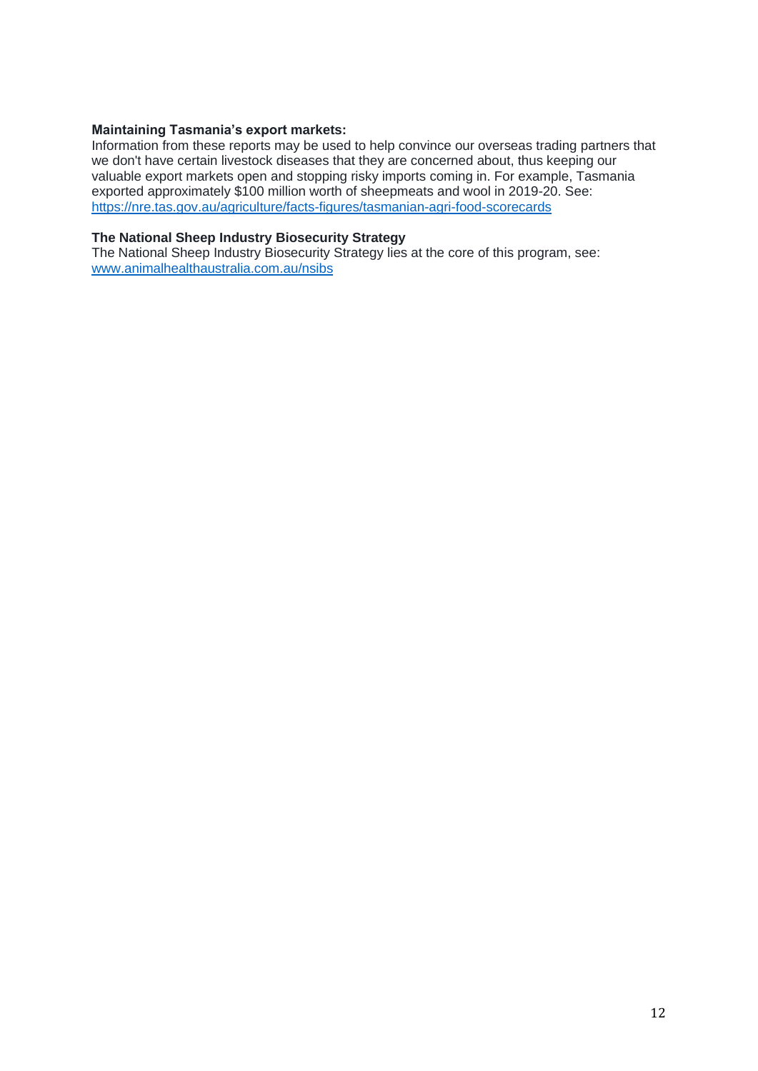**Maintaining Tasmania's export markets:**

Information from these reports may be used to help convince our overseas trading partners that we don't have certain livestock diseases that they are concerned about, thus keeping our valuable export markets open and stopping risky imports coming in. For example, Tasmania exported approximately $100 million worth of sheepmeats and wool in 2019-20. See: https://nre.tas.gov.au/agriculture/facts-figures/tasmanian-agri-food-scorecards

**The National Sheep Industry Biosecurity Strategy**

The National Sheep Industry Biosecurity Strategy lies at the core of this program, see: www.animalhealthaustralia.com.au/nsibs